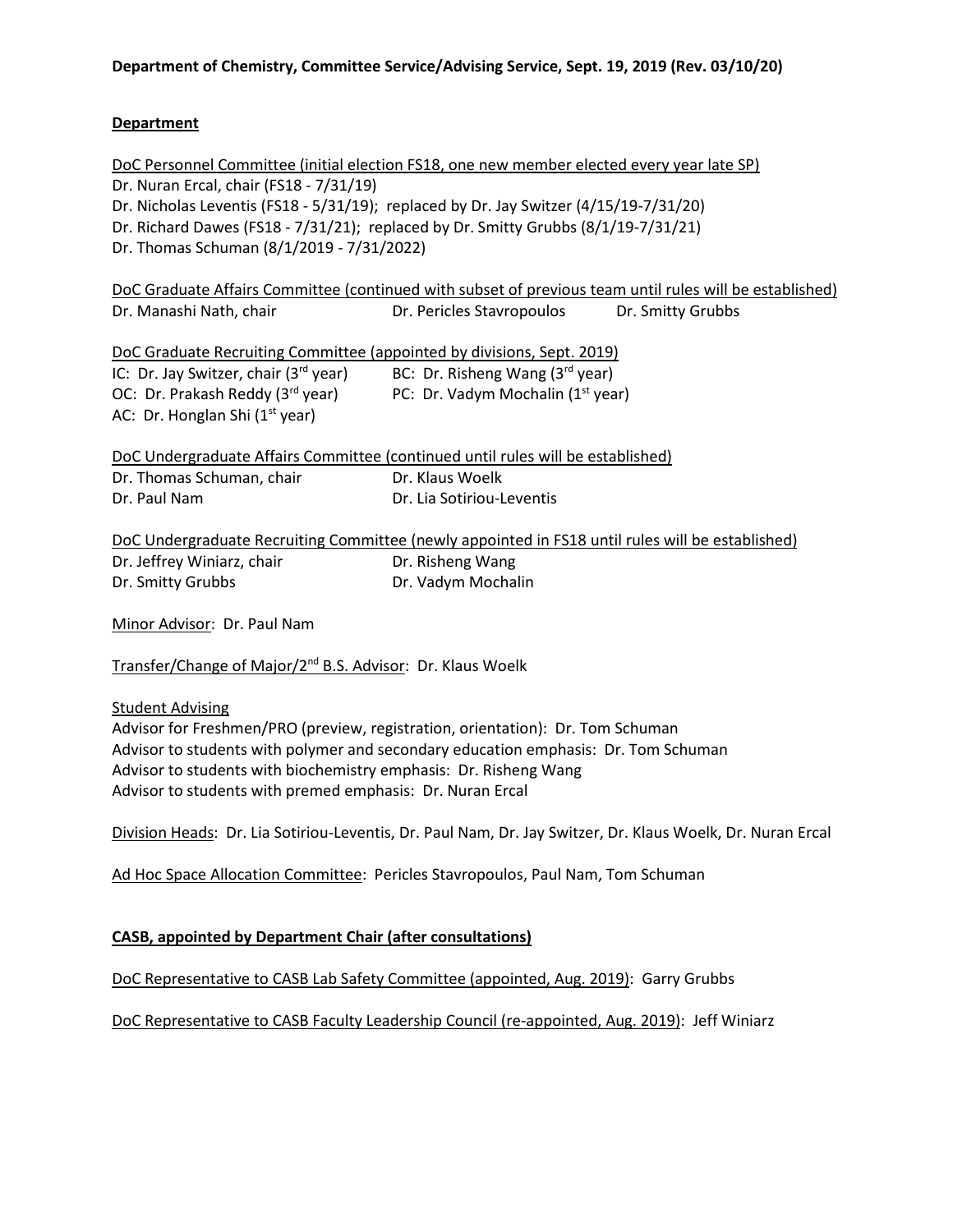**Department of Chemistry, Committee Service/Advising Service, Sept. 19, 2019 (Rev. 03/10/20)**

## Department

DoC Personnel Committee (initial election FS18, one new member elected every year late SP)

Dr. Nuran Ercal, chair (FS18 - 7/31/19)
Dr. Nicholas Leventis (FS18 - 5/31/19); replaced by Dr. Jay Switzer (4/15/19-7/31/20)
Dr. Richard Dawes (FS18 - 7/31/21); replaced by Dr. Smitty Grubbs (8/1/19-7/31/21)
Dr. Thomas Schuman (8/1/2019 - 7/31/2022)

DoC Graduate Affairs Committee (continued with subset of previous team until rules will be established)

Dr. Manashi Nath, chair
Dr. Pericles Stavropoulos
Dr. Smitty Grubbs

DoC Graduate Recruiting Committee (appointed by divisions, Sept. 2019)

IC: Dr. Jay Switzer, chair (3rd year)
BC: Dr. Risheng Wang (3rd year)
OC: Dr. Prakash Reddy (3rd year)
PC: Dr. Vadym Mochalin (1st year)
AC: Dr. Honglan Shi (1st year)

DoC Undergraduate Affairs Committee (continued until rules will be established)

Dr. Thomas Schuman, chair
Dr. Klaus Woelk
Dr. Paul Nam
Dr. Lia Sotiriou-Leventis

DoC Undergraduate Recruiting Committee (newly appointed in FS18 until rules will be established)

Dr. Jeffrey Winiarz, chair
Dr. Risheng Wang
Dr. Smitty Grubbs
Dr. Vadym Mochalin

Minor Advisor: Dr. Paul Nam

Transfer/Change of Major/2nd B.S. Advisor: Dr. Klaus Woelk

Student Advising

Advisor for Freshmen/PRO (preview, registration, orientation): Dr. Tom Schuman
Advisor to students with polymer and secondary education emphasis: Dr. Tom Schuman
Advisor to students with biochemistry emphasis: Dr. Risheng Wang
Advisor to students with premed emphasis: Dr. Nuran Ercal

Division Heads: Dr. Lia Sotiriou-Leventis, Dr. Paul Nam, Dr. Jay Switzer, Dr. Klaus Woelk, Dr. Nuran Ercal

Ad Hoc Space Allocation Committee: Pericles Stavropoulos, Paul Nam, Tom Schuman

## CASB, appointed by Department Chair (after consultations)

DoC Representative to CASB Lab Safety Committee (appointed, Aug. 2019): Garry Grubbs

DoC Representative to CASB Faculty Leadership Council (re-appointed, Aug. 2019): Jeff Winiarz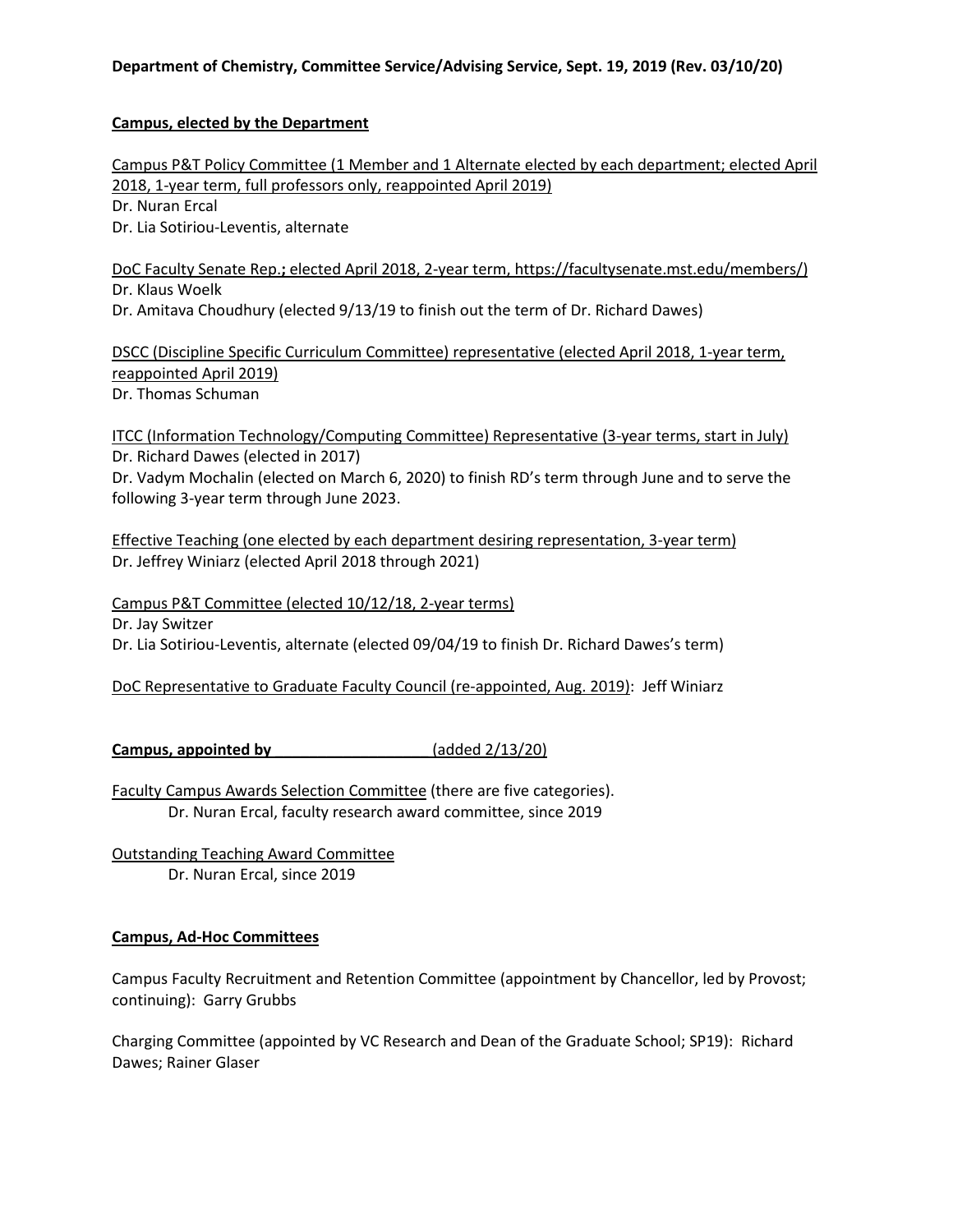**Department of Chemistry, Committee Service/Advising Service, Sept. 19, 2019 (Rev. 03/10/20)**

**Campus, elected by the Department**

Campus P&T Policy Committee (1 Member and 1 Alternate elected by each department; elected April 2018, 1-year term, full professors only, reappointed April 2019)
Dr. Nuran Ercal
Dr. Lia Sotiriou-Leventis, alternate

DoC Faculty Senate Rep.**;** elected April 2018, 2-year term, https://facultysenate.mst.edu/members/)
Dr. Klaus Woelk
Dr. Amitava Choudhury (elected 9/13/19 to finish out the term of Dr. Richard Dawes)

DSCC (Discipline Specific Curriculum Committee) representative (elected April 2018, 1-year term, reappointed April 2019)
Dr. Thomas Schuman

ITCC (Information Technology/Computing Committee) Representative (3-year terms, start in July)
Dr. Richard Dawes (elected in 2017)
Dr. Vadym Mochalin (elected on March 6, 2020) to finish RD's term through June and to serve the following 3-year term through June 2023.

Effective Teaching (one elected by each department desiring representation, 3-year term)
Dr. Jeffrey Winiarz (elected April 2018 through 2021)

Campus P&T Committee (elected 10/12/18, 2-year terms)
Dr. Jay Switzer
Dr. Lia Sotiriou-Leventis, alternate (elected 09/04/19 to finish Dr. Richard Dawes's term)

DoC Representative to Graduate Faculty Council (re-appointed, Aug. 2019): Jeff Winiarz

**Campus, appointed by** ____________ (added 2/13/20)

Faculty Campus Awards Selection Committee (there are five categories).
Dr. Nuran Ercal, faculty research award committee, since 2019

Outstanding Teaching Award Committee
Dr. Nuran Ercal, since 2019

**Campus, Ad-Hoc Committees**

Campus Faculty Recruitment and Retention Committee (appointment by Chancellor, led by Provost; continuing): Garry Grubbs

Charging Committee (appointed by VC Research and Dean of the Graduate School; SP19): Richard Dawes; Rainer Glaser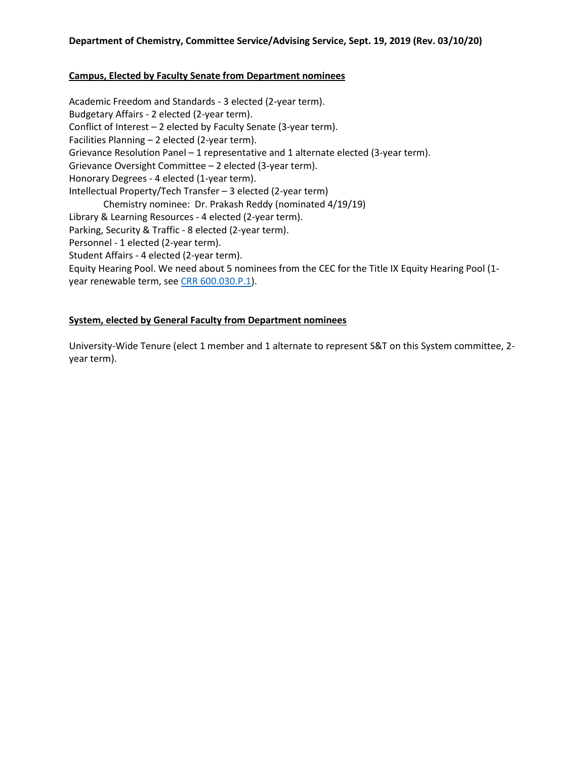**Department of Chemistry, Committee Service/Advising Service, Sept. 19, 2019 (Rev. 03/10/20)**

**Campus, Elected by Faculty Senate from Department nominees**

Academic Freedom and Standards - 3 elected (2-year term).
Budgetary Affairs - 2 elected (2-year term).
Conflict of Interest – 2 elected by Faculty Senate (3-year term).
Facilities Planning – 2 elected (2-year term).
Grievance Resolution Panel – 1 representative and 1 alternate elected (3-year term).
Grievance Oversight Committee – 2 elected (3-year term).
Honorary Degrees - 4 elected (1-year term).
Intellectual Property/Tech Transfer – 3 elected (2-year term)
    Chemistry nominee: Dr. Prakash Reddy (nominated 4/19/19)
Library & Learning Resources - 4 elected (2-year term).
Parking, Security & Traffic - 8 elected (2-year term).
Personnel - 1 elected (2-year term).
Student Affairs - 4 elected (2-year term).
Equity Hearing Pool. We need about 5 nominees from the CEC for the Title IX Equity Hearing Pool (1-year renewable term, see [CRR 600.030.P.1]).

**System, elected by General Faculty from Department nominees**

University-Wide Tenure (elect 1 member and 1 alternate to represent S&T on this System committee, 2-year term).